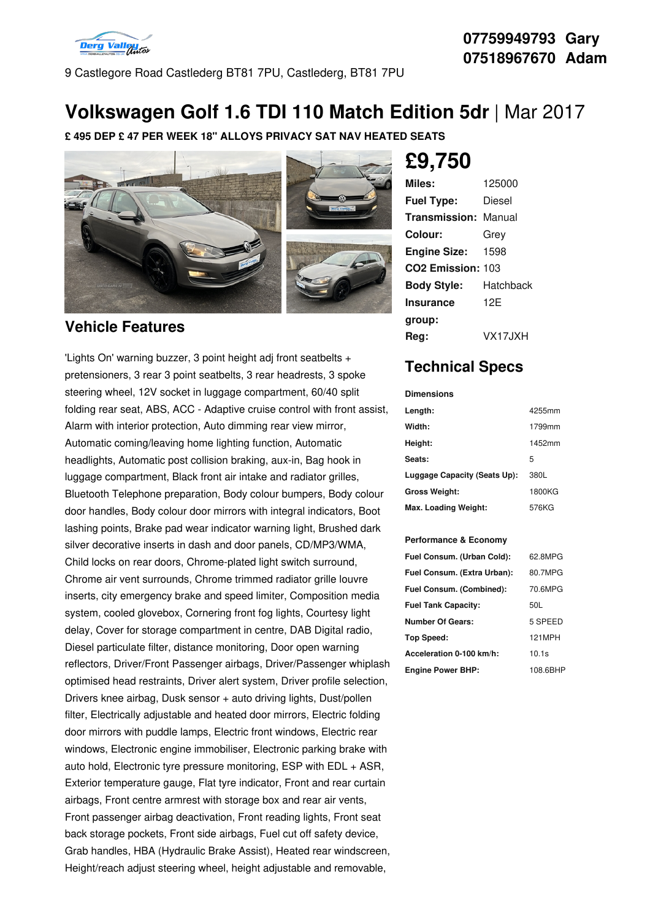07759949793 Gary
07518967670 Adam

9 Castlegore Road Castlederg BT81 7PU, Castlederg, BT81 7PU

# Volkswagen Golf 1.6 TDI 110 Match Edition 5dr | Mar 2017

**£ 495 DEP £ 47 PER WEEK 18" ALLOYS PRIVACY SAT NAV HEATED SEATS**

## £9,750

| | |
|---|---|
| **Miles:** | 125000 |
| **Fuel Type:** | Diesel |
| **Transmission:** | Manual |
| **Colour:** | Grey |
| **Engine Size:** | 1598 |
| **CO2 Emission:** | 103 |
| **Body Style:** | Hatchback |
| **Insurance group:** | 12E |
| **Reg:** | VX17JXH |

## Vehicle Features

'Lights On' warning buzzer, 3 point height adj front seatbelts + pretensioners, 3 rear 3 point seatbelts, 3 rear headrests, 3 spoke steering wheel, 12V socket in luggage compartment, 60/40 split folding rear seat, ABS, ACC - Adaptive cruise control with front assist, Alarm with interior protection, Auto dimming rear view mirror, Automatic coming/leaving home lighting function, Automatic headlights, Automatic post collision braking, aux-in, Bag hook in luggage compartment, Black front air intake and radiator grilles, Bluetooth Telephone preparation, Body colour bumpers, Body colour door handles, Body colour door mirrors with integral indicators, Boot lashing points, Brake pad wear indicator warning light, Brushed dark silver decorative inserts in dash and door panels, CD/MP3/WMA, Child locks on rear doors, Chrome-plated light switch surround, Chrome air vent surrounds, Chrome trimmed radiator grille louvre inserts, city emergency brake and speed limiter, Composition media system, cooled glovebox, Cornering front fog lights, Courtesy light delay, Cover for storage compartment in centre, DAB Digital radio, Diesel particulate filter, distance monitoring, Door open warning reflectors, Driver/Front Passenger airbags, Driver/Passenger whiplash optimised head restraints, Driver alert system, Driver profile selection, Drivers knee airbag, Dusk sensor + auto driving lights, Dust/pollen filter, Electrically adjustable and heated door mirrors, Electric folding door mirrors with puddle lamps, Electric front windows, Electric rear windows, Electronic engine immobiliser, Electronic parking brake with auto hold, Electronic tyre pressure monitoring, ESP with EDL + ASR, Exterior temperature gauge, Flat tyre indicator, Front and rear curtain airbags, Front centre armrest with storage box and rear air vents, Front passenger airbag deactivation, Front reading lights, Front seat back storage pockets, Front side airbags, Fuel cut off safety device, Grab handles, HBA (Hydraulic Brake Assist), Heated rear windscreen, Height/reach adjust steering wheel, height adjustable and removable,

## Technical Specs

**Dimensions**

| | |
|---|---|
| **Length:** | 4255mm |
| **Width:** | 1799mm |
| **Height:** | 1452mm |
| **Seats:** | 5 |
| **Luggage Capacity (Seats Up):** | 380L |
| **Gross Weight:** | 1800KG |
| **Max. Loading Weight:** | 576KG |

**Performance & Economy**

| | |
|---|---|
| **Fuel Consum. (Urban Cold):** | 62.8MPG |
| **Fuel Consum. (Extra Urban):** | 80.7MPG |
| **Fuel Consum. (Combined):** | 70.6MPG |
| **Fuel Tank Capacity:** | 50L |
| **Number Of Gears:** | 5 SPEED |
| **Top Speed:** | 121MPH |
| **Acceleration 0-100 km/h:** | 10.1s |
| **Engine Power BHP:** | 108.6BHP |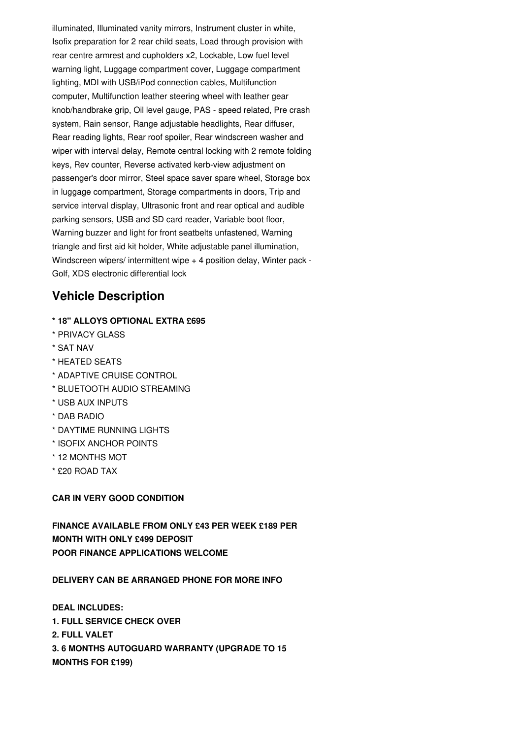illuminated, Illuminated vanity mirrors, Instrument cluster in white, Isofix preparation for 2 rear child seats, Load through provision with rear centre armrest and cupholders x2, Lockable, Low fuel level warning light, Luggage compartment cover, Luggage compartment lighting, MDI with USB/iPod connection cables, Multifunction computer, Multifunction leather steering wheel with leather gear knob/handbrake grip, Oil level gauge, PAS - speed related, Pre crash system, Rain sensor, Range adjustable headlights, Rear diffuser, Rear reading lights, Rear roof spoiler, Rear windscreen washer and wiper with interval delay, Remote central locking with 2 remote folding keys, Rev counter, Reverse activated kerb-view adjustment on passenger's door mirror, Steel space saver spare wheel, Storage box in luggage compartment, Storage compartments in doors, Trip and service interval display, Ultrasonic front and rear optical and audible parking sensors, USB and SD card reader, Variable boot floor, Warning buzzer and light for front seatbelts unfastened, Warning triangle and first aid kit holder, White adjustable panel illumination, Windscreen wipers/ intermittent wipe + 4 position delay, Winter pack - Golf, XDS electronic differential lock

## Vehicle Description

**\* 18" ALLOYS OPTIONAL EXTRA £695**
\* PRIVACY GLASS
\* SAT NAV
\* HEATED SEATS
\* ADAPTIVE CRUISE CONTROL
\* BLUETOOTH AUDIO STREAMING
\* USB AUX INPUTS
\* DAB RADIO
\* DAYTIME RUNNING LIGHTS
\* ISOFIX ANCHOR POINTS
\* 12 MONTHS MOT
\* £20 ROAD TAX

**CAR IN VERY GOOD CONDITION**

**FINANCE AVAILABLE FROM ONLY £43 PER WEEK £189 PER MONTH WITH ONLY £499 DEPOSIT**
**POOR FINANCE APPLICATIONS WELCOME**

**DELIVERY CAN BE ARRANGED PHONE FOR MORE INFO**

**DEAL INCLUDES:**
**1. FULL SERVICE CHECK OVER**
**2. FULL VALET**
**3. 6 MONTHS AUTOGUARD WARRANTY (UPGRADE TO 15 MONTHS FOR £199)**